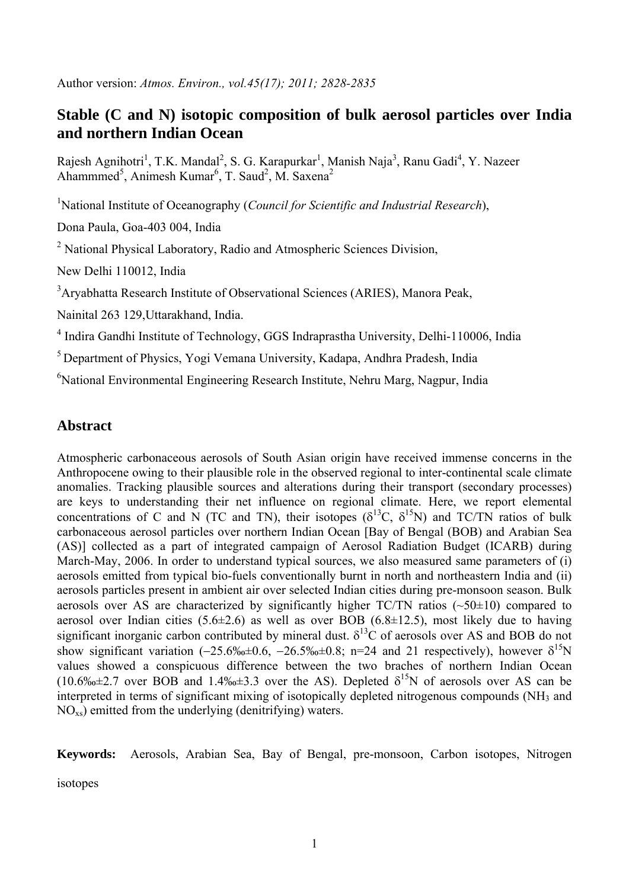Author version: *Atmos. Environ., vol.45(17); 2011; 2828-2835*

# Stable (C and N) isotopic composition of bulk aerosol particles over India and northern Indian Ocean

Rajesh Agnihotri[1], T.K. Mandal[2], S. G. Karapurkar[1], Manish Naja[3], Ranu Gadi[4], Y. Nazeer Ahammmed[5], Animesh Kumar[6], T. Saud[2], M. Saxena[2]

[1]National Institute of Oceanography (*Council for Scientific and Industrial Research*),

Dona Paula, Goa-403 004, India

[2] National Physical Laboratory, Radio and Atmospheric Sciences Division,

New Delhi 110012, India

[3]Aryabhatta Research Institute of Observational Sciences (ARIES), Manora Peak,

Nainital 263 129,Uttarakhand, India.

[4] Indira Gandhi Institute of Technology, GGS Indraprastha University, Delhi-110006, India

[5] Department of Physics, Yogi Vemana University, Kadapa, Andhra Pradesh, India

[6]National Environmental Engineering Research Institute, Nehru Marg, Nagpur, India

## Abstract

Atmospheric carbonaceous aerosols of South Asian origin have received immense concerns in the Anthropocene owing to their plausible role in the observed regional to inter-continental scale climate anomalies. Tracking plausible sources and alterations during their transport (secondary processes) are keys to understanding their net influence on regional climate. Here, we report elemental concentrations of C and N (TC and TN), their isotopes ($\delta^{13}C$, $\delta^{15}N$) and TC/TN ratios of bulk carbonaceous aerosol particles over northern Indian Ocean [Bay of Bengal (BOB) and Arabian Sea (AS)] collected as a part of integrated campaign of Aerosol Radiation Budget (ICARB) during March-May, 2006. In order to understand typical sources, we also measured same parameters of (i) aerosols emitted from typical bio-fuels conventionally burnt in north and northeastern India and (ii) aerosols particles present in ambient air over selected Indian cities during pre-monsoon season. Bulk aerosols over AS are characterized by significantly higher TC/TN ratios (~50±10) compared to aerosol over Indian cities (5.6±2.6) as well as over BOB (6.8±12.5), most likely due to having significant inorganic carbon contributed by mineral dust. $\delta^{13}C$ of aerosols over AS and BOB do not show significant variation (−25.6‰±0.6, −26.5‰±0.8; n=24 and 21 respectively), however $\delta^{15}N$ values showed a conspicuous difference between the two braches of northern Indian Ocean (10.6‰±2.7 over BOB and 1.4‰±3.3 over the AS). Depleted $\delta^{15}N$ of aerosols over AS can be interpreted in terms of significant mixing of isotopically depleted nitrogenous compounds ($NH_3$ and $NO_{xs}$) emitted from the underlying (denitrifying) waters.

**Keywords:** Aerosols, Arabian Sea, Bay of Bengal, pre-monsoon, Carbon isotopes, Nitrogen isotopes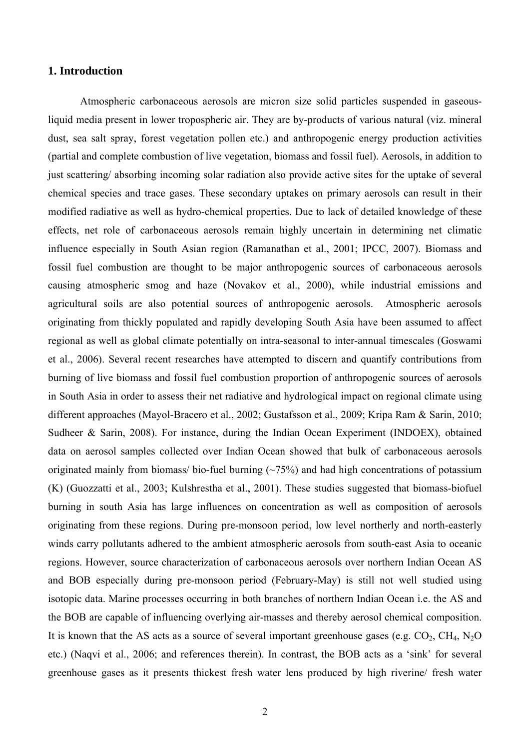## 1. Introduction

Atmospheric carbonaceous aerosols are micron size solid particles suspended in gaseous-liquid media present in lower tropospheric air. They are by-products of various natural (viz. mineral dust, sea salt spray, forest vegetation pollen etc.) and anthropogenic energy production activities (partial and complete combustion of live vegetation, biomass and fossil fuel). Aerosols, in addition to just scattering/ absorbing incoming solar radiation also provide active sites for the uptake of several chemical species and trace gases. These secondary uptakes on primary aerosols can result in their modified radiative as well as hydro-chemical properties. Due to lack of detailed knowledge of these effects, net role of carbonaceous aerosols remain highly uncertain in determining net climatic influence especially in South Asian region (Ramanathan et al., 2001; IPCC, 2007). Biomass and fossil fuel combustion are thought to be major anthropogenic sources of carbonaceous aerosols causing atmospheric smog and haze (Novakov et al., 2000), while industrial emissions and agricultural soils are also potential sources of anthropogenic aerosols. Atmospheric aerosols originating from thickly populated and rapidly developing South Asia have been assumed to affect regional as well as global climate potentially on intra-seasonal to inter-annual timescales (Goswami et al., 2006). Several recent researches have attempted to discern and quantify contributions from burning of live biomass and fossil fuel combustion proportion of anthropogenic sources of aerosols in South Asia in order to assess their net radiative and hydrological impact on regional climate using different approaches (Mayol-Bracero et al., 2002; Gustafsson et al., 2009; Kripa Ram & Sarin, 2010; Sudheer & Sarin, 2008). For instance, during the Indian Ocean Experiment (INDOEX), obtained data on aerosol samples collected over Indian Ocean showed that bulk of carbonaceous aerosols originated mainly from biomass/ bio-fuel burning (~75%) and had high concentrations of potassium (K) (Guozzatti et al., 2003; Kulshrestha et al., 2001). These studies suggested that biomass-biofuel burning in south Asia has large influences on concentration as well as composition of aerosols originating from these regions. During pre-monsoon period, low level northerly and north-easterly winds carry pollutants adhered to the ambient atmospheric aerosols from south-east Asia to oceanic regions. However, source characterization of carbonaceous aerosols over northern Indian Ocean AS and BOB especially during pre-monsoon period (February-May) is still not well studied using isotopic data. Marine processes occurring in both branches of northern Indian Ocean i.e. the AS and the BOB are capable of influencing overlying air-masses and thereby aerosol chemical composition. It is known that the AS acts as a source of several important greenhouse gases (e.g. $CO_2$, $CH_4$, $N_2O$ etc.) (Naqvi et al., 2006; and references therein). In contrast, the BOB acts as a 'sink' for several greenhouse gases as it presents thickest fresh water lens produced by high riverine/ fresh water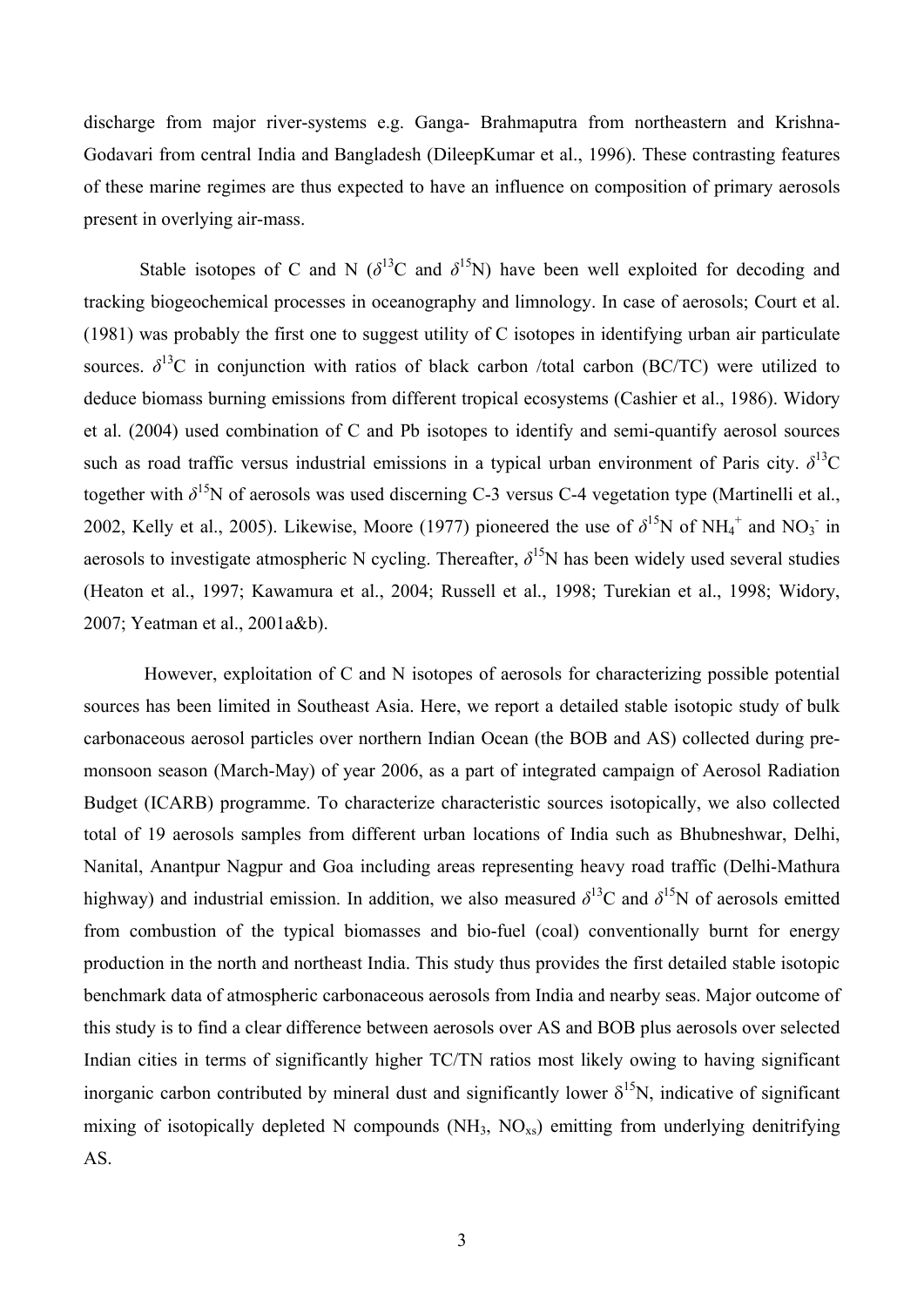discharge from major river-systems e.g. Ganga- Brahmaputra from northeastern and Krishna-Godavari from central India and Bangladesh (DileepKumar et al., 1996). These contrasting features of these marine regimes are thus expected to have an influence on composition of primary aerosols present in overlying air-mass.

Stable isotopes of C and N ($\delta^{13}C$ and $\delta^{15}N$) have been well exploited for decoding and tracking biogeochemical processes in oceanography and limnology. In case of aerosols; Court et al. (1981) was probably the first one to suggest utility of C isotopes in identifying urban air particulate sources. $\delta^{13}C$ in conjunction with ratios of black carbon /total carbon (BC/TC) were utilized to deduce biomass burning emissions from different tropical ecosystems (Cashier et al., 1986). Widory et al. (2004) used combination of C and Pb isotopes to identify and semi-quantify aerosol sources such as road traffic versus industrial emissions in a typical urban environment of Paris city. $\delta^{13}C$ together with $\delta^{15}N$ of aerosols was used discerning C-3 versus C-4 vegetation type (Martinelli et al., 2002, Kelly et al., 2005). Likewise, Moore (1977) pioneered the use of $\delta^{15}N$ of $NH_4^+$ and $NO_3^-$ in aerosols to investigate atmospheric N cycling. Thereafter, $\delta^{15}N$ has been widely used several studies (Heaton et al., 1997; Kawamura et al., 2004; Russell et al., 1998; Turekian et al., 1998; Widory, 2007; Yeatman et al., 2001a&b).

However, exploitation of C and N isotopes of aerosols for characterizing possible potential sources has been limited in Southeast Asia. Here, we report a detailed stable isotopic study of bulk carbonaceous aerosol particles over northern Indian Ocean (the BOB and AS) collected during pre-monsoon season (March-May) of year 2006, as a part of integrated campaign of Aerosol Radiation Budget (ICARB) programme. To characterize characteristic sources isotopically, we also collected total of 19 aerosols samples from different urban locations of India such as Bhubneshwar, Delhi, Nanital, Anantpur Nagpur and Goa including areas representing heavy road traffic (Delhi-Mathura highway) and industrial emission. In addition, we also measured $\delta^{13}C$ and $\delta^{15}N$ of aerosols emitted from combustion of the typical biomasses and bio-fuel (coal) conventionally burnt for energy production in the north and northeast India. This study thus provides the first detailed stable isotopic benchmark data of atmospheric carbonaceous aerosols from India and nearby seas. Major outcome of this study is to find a clear difference between aerosols over AS and BOB plus aerosols over selected Indian cities in terms of significantly higher TC/TN ratios most likely owing to having significant inorganic carbon contributed by mineral dust and significantly lower $\delta^{15}N$, indicative of significant mixing of isotopically depleted N compounds ($NH_3$, $NO_{xs}$) emitting from underlying denitrifying AS.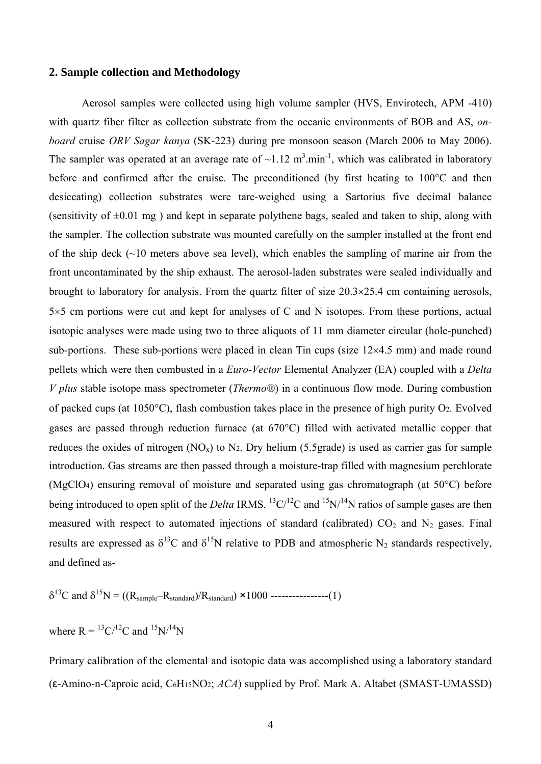## 2. Sample collection and Methodology

Aerosol samples were collected using high volume sampler (HVS, Envirotech, APM -410) with quartz fiber filter as collection substrate from the oceanic environments of BOB and AS, *on-board* cruise *ORV Sagar kanya* (SK-223) during pre monsoon season (March 2006 to May 2006). The sampler was operated at an average rate of ~1.12 $m^3.min^{-1}$, which was calibrated in laboratory before and confirmed after the cruise. The preconditioned (by first heating to 100°C and then desiccating) collection substrates were tare-weighed using a Sartorius five decimal balance (sensitivity of ±0.01 mg ) and kept in separate polythene bags, sealed and taken to ship, along with the sampler. The collection substrate was mounted carefully on the sampler installed at the front end of the ship deck (~10 meters above sea level), which enables the sampling of marine air from the front uncontaminated by the ship exhaust. The aerosol-laden substrates were sealed individually and brought to laboratory for analysis. From the quartz filter of size 20.3×25.4 cm containing aerosols, 5×5 cm portions were cut and kept for analyses of C and N isotopes. From these portions, actual isotopic analyses were made using two to three aliquots of 11 mm diameter circular (hole-punched) sub-portions. These sub-portions were placed in clean Tin cups (size 12×4.5 mm) and made round pellets which were then combusted in a *Euro-Vector* Elemental Analyzer (EA) coupled with a *Delta V plus* stable isotope mass spectrometer (*Thermo®*) in a continuous flow mode. During combustion of packed cups (at 1050°C), flash combustion takes place in the presence of high purity $O_2$. Evolved gases are passed through reduction furnace (at 670°C) filled with activated metallic copper that reduces the oxides of nitrogen ($NO_x$) to $N_2$. Dry helium (5.5grade) is used as carrier gas for sample introduction. Gas streams are then passed through a moisture-trap filled with magnesium perchlorate ($MgClO_4$) ensuring removal of moisture and separated using gas chromatograph (at 50°C) before being introduced to open split of the *Delta* IRMS. $^{13}C/^{12}C$ and $^{15}N/^{14}N$ ratios of sample gases are then measured with respect to automated injections of standard (calibrated) $CO_2$ and $N_2$ gases. Final results are expressed as $\delta^{13}C$ and $\delta^{15}N$ relative to PDB and atmospheric $N_2$ standards respectively, and defined as-

$$\delta^{13}C \text{ and } \delta^{15}N = ((R_{sample} - R_{standard})/R_{standard}) \times 1000 \quad \text{----------------(1)}$$

where R = $^{13}C/^{12}C$ and $^{15}N/^{14}N$

Primary calibration of the elemental and isotopic data was accomplished using a laboratory standard (ε-Amino-n-Caproic acid, $C_6H_{15}NO_2$; *ACA*) supplied by Prof. Mark A. Altabet (SMAST-UMASSD)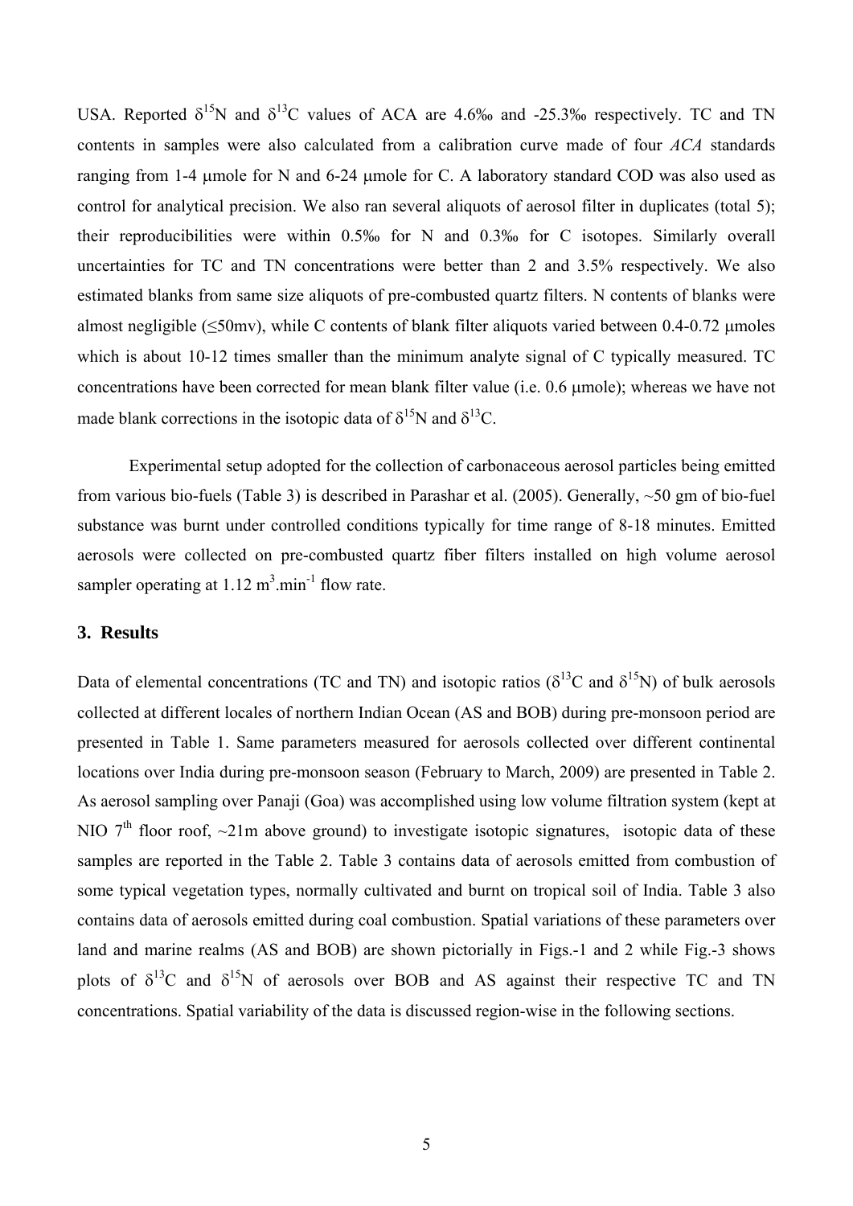USA. Reported $\delta^{15}N$ and $\delta^{13}C$ values of ACA are 4.6‰ and -25.3‰ respectively. TC and TN contents in samples were also calculated from a calibration curve made of four *ACA* standards ranging from 1-4 μmole for N and 6-24 μmole for C. A laboratory standard COD was also used as control for analytical precision. We also ran several aliquots of aerosol filter in duplicates (total 5); their reproducibilities were within 0.5‰ for N and 0.3‰ for C isotopes. Similarly overall uncertainties for TC and TN concentrations were better than 2 and 3.5% respectively. We also estimated blanks from same size aliquots of pre-combusted quartz filters. N contents of blanks were almost negligible (≤50mv), while C contents of blank filter aliquots varied between 0.4-0.72 μmoles which is about 10-12 times smaller than the minimum analyte signal of C typically measured. TC concentrations have been corrected for mean blank filter value (i.e. 0.6 μmole); whereas we have not made blank corrections in the isotopic data of $\delta^{15}N$ and $\delta^{13}C$.

Experimental setup adopted for the collection of carbonaceous aerosol particles being emitted from various bio-fuels (Table 3) is described in Parashar et al. (2005). Generally, ~50 gm of bio-fuel substance was burnt under controlled conditions typically for time range of 8-18 minutes. Emitted aerosols were collected on pre-combusted quartz fiber filters installed on high volume aerosol sampler operating at 1.12 $m^3.min^{-1}$ flow rate.

## 3. Results

Data of elemental concentrations (TC and TN) and isotopic ratios ($\delta^{13}C$ and $\delta^{15}N$) of bulk aerosols collected at different locales of northern Indian Ocean (AS and BOB) during pre-monsoon period are presented in Table 1. Same parameters measured for aerosols collected over different continental locations over India during pre-monsoon season (February to March, 2009) are presented in Table 2. As aerosol sampling over Panaji (Goa) was accomplished using low volume filtration system (kept at NIO 7[th] floor roof, ~21m above ground) to investigate isotopic signatures, isotopic data of these samples are reported in the Table 2. Table 3 contains data of aerosols emitted from combustion of some typical vegetation types, normally cultivated and burnt on tropical soil of India. Table 3 also contains data of aerosols emitted during coal combustion. Spatial variations of these parameters over land and marine realms (AS and BOB) are shown pictorially in Figs.-1 and 2 while Fig.-3 shows plots of $\delta^{13}C$ and $\delta^{15}N$ of aerosols over BOB and AS against their respective TC and TN concentrations. Spatial variability of the data is discussed region-wise in the following sections.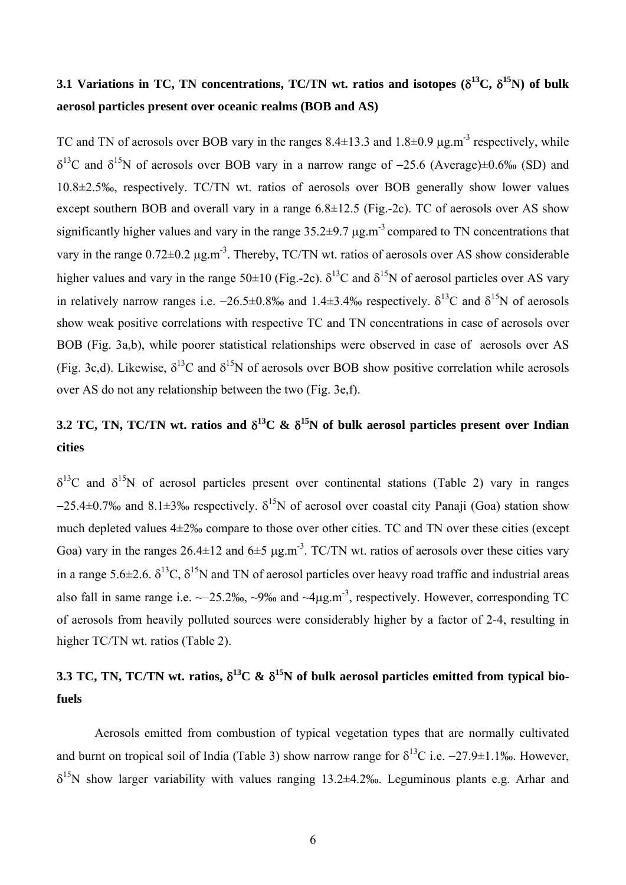### 3.1 Variations in TC, TN concentrations, TC/TN wt. ratios and isotopes ($\delta^{13}C$, $\delta^{15}N$) of bulk aerosol particles present over oceanic realms (BOB and AS)

TC and TN of aerosols over BOB vary in the ranges 8.4±13.3 and 1.8±0.9 μg.m$^{-3}$ respectively, while $\delta^{13}C$ and $\delta^{15}N$ of aerosols over BOB vary in a narrow range of −25.6 (Average)±0.6‰ (SD) and 10.8±2.5‰, respectively. TC/TN wt. ratios of aerosols over BOB generally show lower values except southern BOB and overall vary in a range 6.8±12.5 (Fig.-2c). TC of aerosols over AS show significantly higher values and vary in the range 35.2±9.7 μg.m$^{-3}$ compared to TN concentrations that vary in the range 0.72±0.2 μg.m$^{-3}$. Thereby, TC/TN wt. ratios of aerosols over AS show considerable higher values and vary in the range 50±10 (Fig.-2c). $\delta^{13}C$ and $\delta^{15}N$ of aerosol particles over AS vary in relatively narrow ranges i.e. −26.5±0.8‰ and 1.4±3.4‰ respectively. $\delta^{13}C$ and $\delta^{15}N$ of aerosols show weak positive correlations with respective TC and TN concentrations in case of aerosols over BOB (Fig. 3a,b), while poorer statistical relationships were observed in case of aerosols over AS (Fig. 3c,d). Likewise, $\delta^{13}C$ and $\delta^{15}N$ of aerosols over BOB show positive correlation while aerosols over AS do not any relationship between the two (Fig. 3e,f).

### 3.2 TC, TN, TC/TN wt. ratios and $\delta^{13}C$ & $\delta^{15}N$ of bulk aerosol particles present over Indian cities

$\delta^{13}C$ and $\delta^{15}N$ of aerosol particles present over continental stations (Table 2) vary in ranges −25.4±0.7‰ and 8.1±3‰ respectively. $\delta^{15}N$ of aerosol over coastal city Panaji (Goa) station show much depleted values 4±2‰ compare to those over other cities. TC and TN over these cities (except Goa) vary in the ranges 26.4±12 and 6±5 μg.m$^{-3}$. TC/TN wt. ratios of aerosols over these cities vary in a range 5.6±2.6. $\delta^{13}C$, $\delta^{15}N$ and TN of aerosol particles over heavy road traffic and industrial areas also fall in same range i.e. ~−25.2‰, ~9‰ and ~4μg.m$^{-3}$, respectively. However, corresponding TC of aerosols from heavily polluted sources were considerably higher by a factor of 2-4, resulting in higher TC/TN wt. ratios (Table 2).

### 3.3 TC, TN, TC/TN wt. ratios, $\delta^{13}C$ & $\delta^{15}N$ of bulk aerosol particles emitted from typical bio-fuels

Aerosols emitted from combustion of typical vegetation types that are normally cultivated and burnt on tropical soil of India (Table 3) show narrow range for $\delta^{13}C$ i.e. −27.9±1.1‰. However, $\delta^{15}N$ show larger variability with values ranging 13.2±4.2‰. Leguminous plants e.g. Arhar and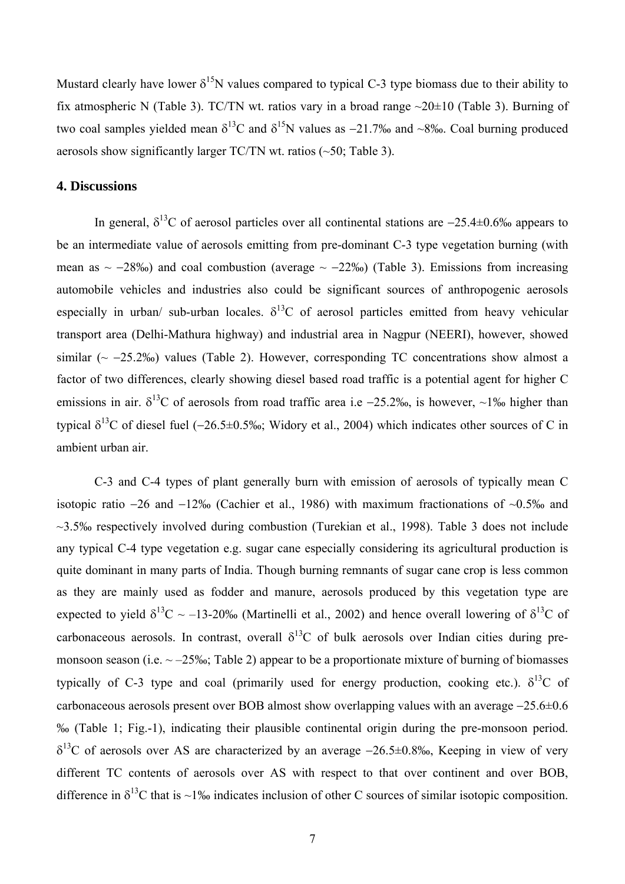Mustard clearly have lower $\delta^{15}N$ values compared to typical C-3 type biomass due to their ability to fix atmospheric N (Table 3). TC/TN wt. ratios vary in a broad range ~20±10 (Table 3). Burning of two coal samples yielded mean $\delta^{13}C$ and $\delta^{15}N$ values as −21.7‰ and ~8‰. Coal burning produced aerosols show significantly larger TC/TN wt. ratios (~50; Table 3).

## 4. Discussions

In general, $\delta^{13}C$ of aerosol particles over all continental stations are −25.4±0.6‰ appears to be an intermediate value of aerosols emitting from pre-dominant C-3 type vegetation burning (with mean as ~ −28‰) and coal combustion (average ~ −22‰) (Table 3). Emissions from increasing automobile vehicles and industries also could be significant sources of anthropogenic aerosols especially in urban/ sub-urban locales. $\delta^{13}C$ of aerosol particles emitted from heavy vehicular transport area (Delhi-Mathura highway) and industrial area in Nagpur (NEERI), however, showed similar (~ −25.2‰) values (Table 2). However, corresponding TC concentrations show almost a factor of two differences, clearly showing diesel based road traffic is a potential agent for higher C emissions in air. $\delta^{13}C$ of aerosols from road traffic area i.e −25.2‰, is however, ~1‰ higher than typical $\delta^{13}C$ of diesel fuel (−26.5±0.5‰; Widory et al., 2004) which indicates other sources of C in ambient urban air.

C-3 and C-4 types of plant generally burn with emission of aerosols of typically mean C isotopic ratio −26 and −12‰ (Cachier et al., 1986) with maximum fractionations of ~0.5‰ and ~3.5‰ respectively involved during combustion (Turekian et al., 1998). Table 3 does not include any typical C-4 type vegetation e.g. sugar cane especially considering its agricultural production is quite dominant in many parts of India. Though burning remnants of sugar cane crop is less common as they are mainly used as fodder and manure, aerosols produced by this vegetation type are expected to yield $\delta^{13}C$ ~ –13-20‰ (Martinelli et al., 2002) and hence overall lowering of $\delta^{13}C$ of carbonaceous aerosols. In contrast, overall $\delta^{13}C$ of bulk aerosols over Indian cities during pre-monsoon season (i.e. ~ –25‰; Table 2) appear to be a proportionate mixture of burning of biomasses typically of C-3 type and coal (primarily used for energy production, cooking etc.). $\delta^{13}C$ of carbonaceous aerosols present over BOB almost show overlapping values with an average −25.6±0.6 ‰ (Table 1; Fig.-1), indicating their plausible continental origin during the pre-monsoon period. $\delta^{13}C$ of aerosols over AS are characterized by an average −26.5±0.8‰, Keeping in view of very different TC contents of aerosols over AS with respect to that over continent and over BOB, difference in $\delta^{13}C$ that is ~1‰ indicates inclusion of other C sources of similar isotopic composition.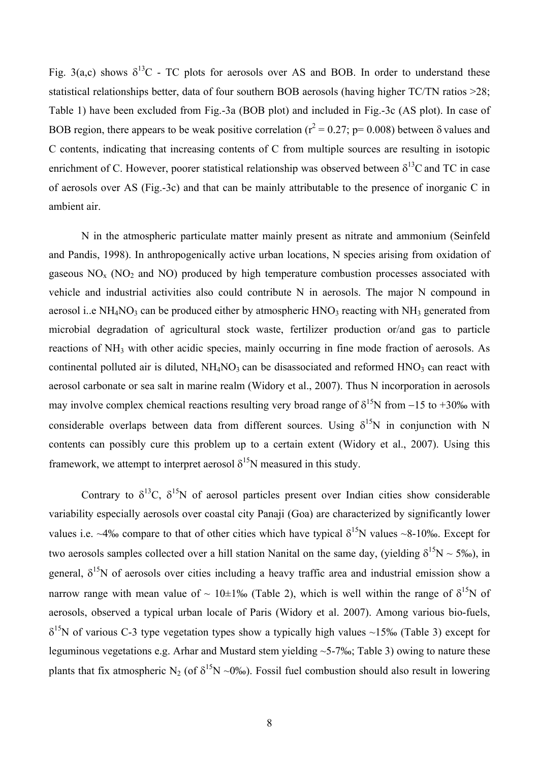Fig. 3(a,c) shows $\delta^{13}C$ - TC plots for aerosols over AS and BOB. In order to understand these statistical relationships better, data of four southern BOB aerosols (having higher TC/TN ratios >28; Table 1) have been excluded from Fig.-3a (BOB plot) and included in Fig.-3c (AS plot). In case of BOB region, there appears to be weak positive correlation ($r^2 = 0.27$; $p = 0.008$) between $\delta$ values and C contents, indicating that increasing contents of C from multiple sources are resulting in isotopic enrichment of C. However, poorer statistical relationship was observed between $\delta^{13}C$ and TC in case of aerosols over AS (Fig.-3c) and that can be mainly attributable to the presence of inorganic C in ambient air.

N in the atmospheric particulate matter mainly present as nitrate and ammonium (Seinfeld and Pandis, 1998). In anthropogenically active urban locations, N species arising from oxidation of gaseous $NO_x$ ($NO_2$ and NO) produced by high temperature combustion processes associated with vehicle and industrial activities also could contribute N in aerosols. The major N compound in aerosol i..e $NH_4NO_3$ can be produced either by atmospheric $HNO_3$ reacting with $NH_3$ generated from microbial degradation of agricultural stock waste, fertilizer production or/and gas to particle reactions of $NH_3$ with other acidic species, mainly occurring in fine mode fraction of aerosols. As continental polluted air is diluted, $NH_4NO_3$ can be disassociated and reformed $HNO_3$ can react with aerosol carbonate or sea salt in marine realm (Widory et al., 2007). Thus N incorporation in aerosols may involve complex chemical reactions resulting very broad range of $\delta^{15}N$ from −15 to +30‰ with considerable overlaps between data from different sources. Using $\delta^{15}N$ in conjunction with N contents can possibly cure this problem up to a certain extent (Widory et al., 2007). Using this framework, we attempt to interpret aerosol $\delta^{15}N$ measured in this study.

Contrary to $\delta^{13}C$, $\delta^{15}N$ of aerosol particles present over Indian cities show considerable variability especially aerosols over coastal city Panaji (Goa) are characterized by significantly lower values i.e. ~4‰ compare to that of other cities which have typical $\delta^{15}N$ values ~8-10‰. Except for two aerosols samples collected over a hill station Nanital on the same day, (yielding $\delta^{15}N$ ~ 5‰), in general, $\delta^{15}N$ of aerosols over cities including a heavy traffic area and industrial emission show a narrow range with mean value of ~ 10±1‰ (Table 2), which is well within the range of $\delta^{15}N$ of aerosols, observed a typical urban locale of Paris (Widory et al. 2007). Among various bio-fuels, $\delta^{15}N$ of various C-3 type vegetation types show a typically high values ~15‰ (Table 3) except for leguminous vegetations e.g. Arhar and Mustard stem yielding ~5-7‰; Table 3) owing to nature these plants that fix atmospheric $N_2$ (of $\delta^{15}N$ ~0‰). Fossil fuel combustion should also result in lowering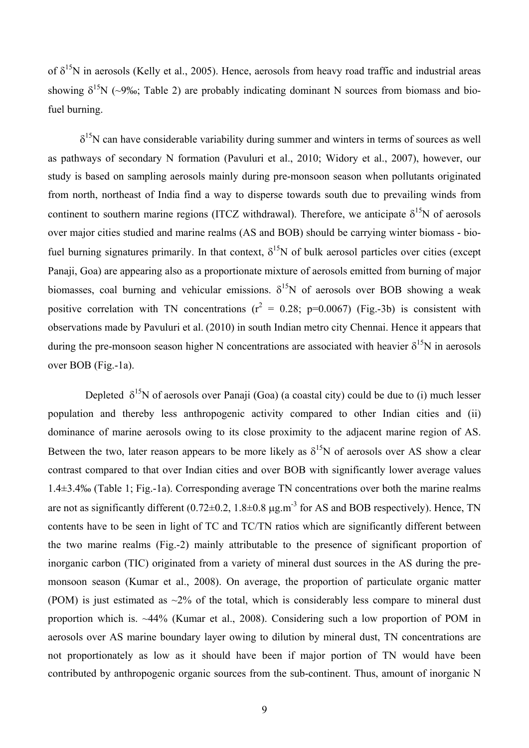of $\delta^{15}N$ in aerosols (Kelly et al., 2005). Hence, aerosols from heavy road traffic and industrial areas showing $\delta^{15}N$ (~9‰; Table 2) are probably indicating dominant N sources from biomass and bio-fuel burning.

$\delta^{15}N$ can have considerable variability during summer and winters in terms of sources as well as pathways of secondary N formation (Pavuluri et al., 2010; Widory et al., 2007), however, our study is based on sampling aerosols mainly during pre-monsoon season when pollutants originated from north, northeast of India find a way to disperse towards south due to prevailing winds from continent to southern marine regions (ITCZ withdrawal). Therefore, we anticipate $\delta^{15}N$ of aerosols over major cities studied and marine realms (AS and BOB) should be carrying winter biomass - bio-fuel burning signatures primarily. In that context, $\delta^{15}N$ of bulk aerosol particles over cities (except Panaji, Goa) are appearing also as a proportionate mixture of aerosols emitted from burning of major biomasses, coal burning and vehicular emissions. $\delta^{15}N$ of aerosols over BOB showing a weak positive correlation with TN concentrations ($r^2$ = 0.28; p=0.0067) (Fig.-3b) is consistent with observations made by Pavuluri et al. (2010) in south Indian metro city Chennai. Hence it appears that during the pre-monsoon season higher N concentrations are associated with heavier $\delta^{15}N$ in aerosols over BOB (Fig.-1a).

Depleted $\delta^{15}N$ of aerosols over Panaji (Goa) (a coastal city) could be due to (i) much lesser population and thereby less anthropogenic activity compared to other Indian cities and (ii) dominance of marine aerosols owing to its close proximity to the adjacent marine region of AS. Between the two, later reason appears to be more likely as $\delta^{15}N$ of aerosols over AS show a clear contrast compared to that over Indian cities and over BOB with significantly lower average values 1.4±3.4‰ (Table 1; Fig.-1a). Corresponding average TN concentrations over both the marine realms are not as significantly different (0.72±0.2, 1.8±0.8 μg.m$^{-3}$ for AS and BOB respectively). Hence, TN contents have to be seen in light of TC and TC/TN ratios which are significantly different between the two marine realms (Fig.-2) mainly attributable to the presence of significant proportion of inorganic carbon (TIC) originated from a variety of mineral dust sources in the AS during the pre-monsoon season (Kumar et al., 2008). On average, the proportion of particulate organic matter (POM) is just estimated as ~2% of the total, which is considerably less compare to mineral dust proportion which is. ~44% (Kumar et al., 2008). Considering such a low proportion of POM in aerosols over AS marine boundary layer owing to dilution by mineral dust, TN concentrations are not proportionately as low as it should have been if major portion of TN would have been contributed by anthropogenic organic sources from the sub-continent. Thus, amount of inorganic N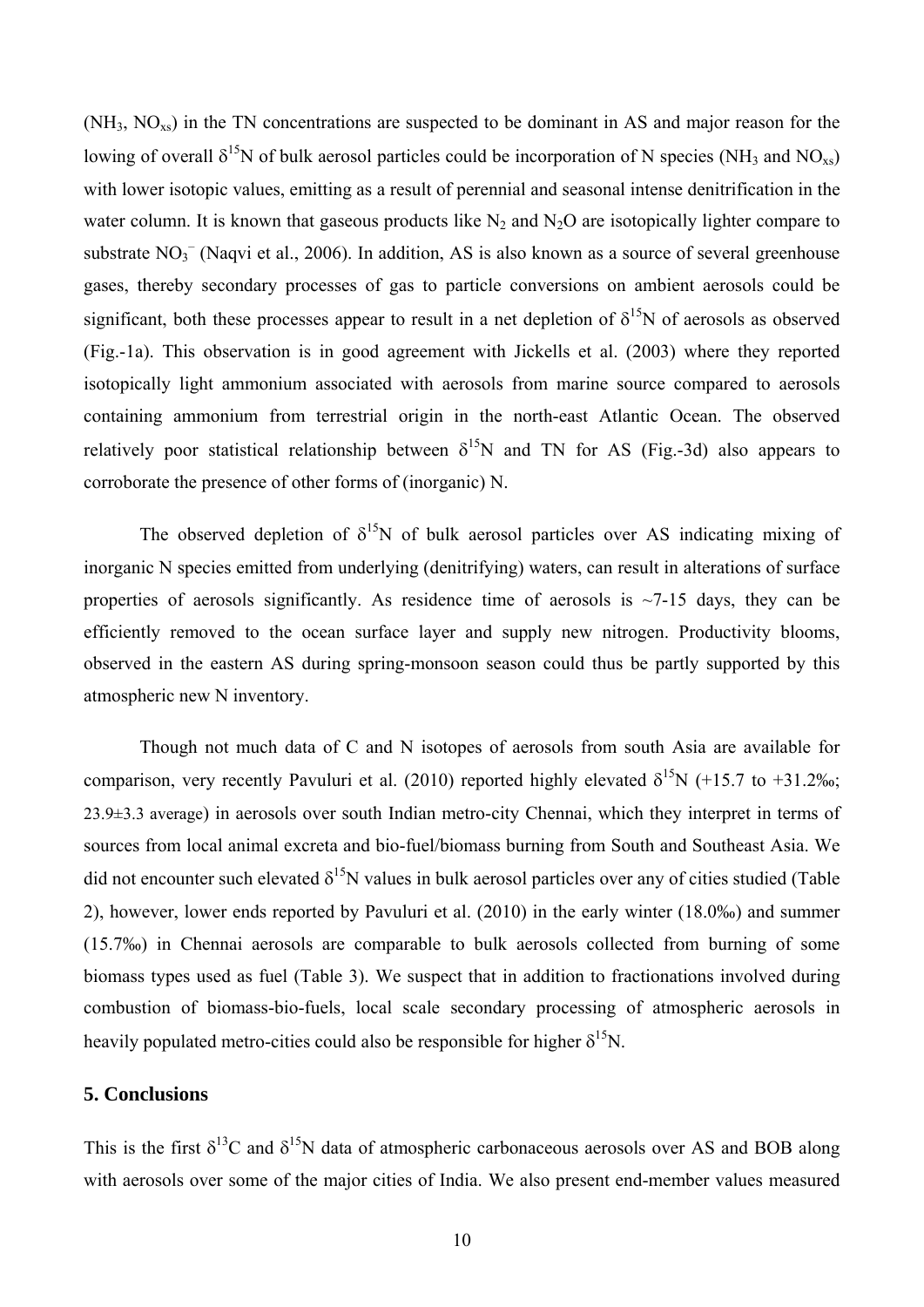($NH_3$, $NO_{xs}$) in the TN concentrations are suspected to be dominant in AS and major reason for the lowing of overall $\delta^{15}N$ of bulk aerosol particles could be incorporation of N species ($NH_3$ and $NO_{xs}$) with lower isotopic values, emitting as a result of perennial and seasonal intense denitrification in the water column. It is known that gaseous products like $N_2$ and $N_2O$ are isotopically lighter compare to substrate $NO_3^-$ (Naqvi et al., 2006). In addition, AS is also known as a source of several greenhouse gases, thereby secondary processes of gas to particle conversions on ambient aerosols could be significant, both these processes appear to result in a net depletion of $\delta^{15}N$ of aerosols as observed (Fig.-1a). This observation is in good agreement with Jickells et al. (2003) where they reported isotopically light ammonium associated with aerosols from marine source compared to aerosols containing ammonium from terrestrial origin in the north-east Atlantic Ocean. The observed relatively poor statistical relationship between $\delta^{15}N$ and TN for AS (Fig.-3d) also appears to corroborate the presence of other forms of (inorganic) N.

The observed depletion of $\delta^{15}N$ of bulk aerosol particles over AS indicating mixing of inorganic N species emitted from underlying (denitrifying) waters, can result in alterations of surface properties of aerosols significantly. As residence time of aerosols is ~7-15 days, they can be efficiently removed to the ocean surface layer and supply new nitrogen. Productivity blooms, observed in the eastern AS during spring-monsoon season could thus be partly supported by this atmospheric new N inventory.

Though not much data of C and N isotopes of aerosols from south Asia are available for comparison, very recently Pavuluri et al. (2010) reported highly elevated $\delta^{15}N$ (+15.7 to +31.2‰; 23.9±3.3 average) in aerosols over south Indian metro-city Chennai, which they interpret in terms of sources from local animal excreta and bio-fuel/biomass burning from South and Southeast Asia. We did not encounter such elevated $\delta^{15}N$ values in bulk aerosol particles over any of cities studied (Table 2), however, lower ends reported by Pavuluri et al. (2010) in the early winter (18.0‰) and summer (15.7‰) in Chennai aerosols are comparable to bulk aerosols collected from burning of some biomass types used as fuel (Table 3). We suspect that in addition to fractionations involved during combustion of biomass-bio-fuels, local scale secondary processing of atmospheric aerosols in heavily populated metro-cities could also be responsible for higher $\delta^{15}N$.

## 5. Conclusions

This is the first $\delta^{13}C$ and $\delta^{15}N$ data of atmospheric carbonaceous aerosols over AS and BOB along with aerosols over some of the major cities of India. We also present end-member values measured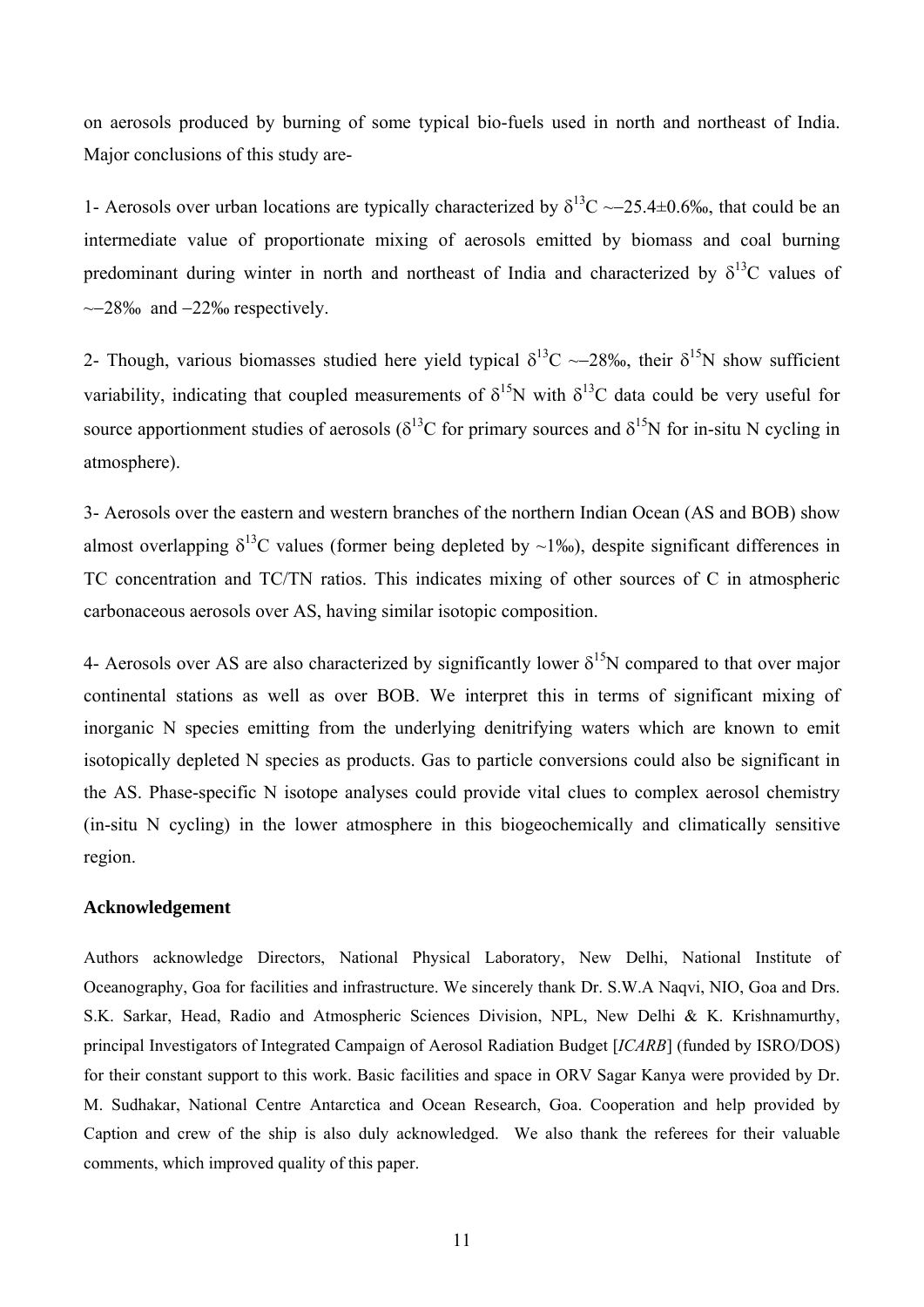on aerosols produced by burning of some typical bio-fuels used in north and northeast of India. Major conclusions of this study are-

1- Aerosols over urban locations are typically characterized by $\delta^{13}C$ ~−25.4±0.6‰, that could be an intermediate value of proportionate mixing of aerosols emitted by biomass and coal burning predominant during winter in north and northeast of India and characterized by $\delta^{13}C$ values of ~−28‰ and −22‰ respectively.

2- Though, various biomasses studied here yield typical $\delta^{13}C$ ~−28‰, their $\delta^{15}N$ show sufficient variability, indicating that coupled measurements of $\delta^{15}N$ with $\delta^{13}C$ data could be very useful for source apportionment studies of aerosols ($\delta^{13}C$ for primary sources and $\delta^{15}N$ for in-situ N cycling in atmosphere).

3- Aerosols over the eastern and western branches of the northern Indian Ocean (AS and BOB) show almost overlapping $\delta^{13}C$ values (former being depleted by ~1‰), despite significant differences in TC concentration and TC/TN ratios. This indicates mixing of other sources of C in atmospheric carbonaceous aerosols over AS, having similar isotopic composition.

4- Aerosols over AS are also characterized by significantly lower $\delta^{15}N$ compared to that over major continental stations as well as over BOB. We interpret this in terms of significant mixing of inorganic N species emitting from the underlying denitrifying waters which are known to emit isotopically depleted N species as products. Gas to particle conversions could also be significant in the AS. Phase-specific N isotope analyses could provide vital clues to complex aerosol chemistry (in-situ N cycling) in the lower atmosphere in this biogeochemically and climatically sensitive region.

**Acknowledgement**

Authors acknowledge Directors, National Physical Laboratory, New Delhi, National Institute of Oceanography, Goa for facilities and infrastructure. We sincerely thank Dr. S.W.A Naqvi, NIO, Goa and Drs. S.K. Sarkar, Head, Radio and Atmospheric Sciences Division, NPL, New Delhi & K. Krishnamurthy, principal Investigators of Integrated Campaign of Aerosol Radiation Budget [*ICARB*] (funded by ISRO/DOS) for their constant support to this work. Basic facilities and space in ORV Sagar Kanya were provided by Dr. M. Sudhakar, National Centre Antarctica and Ocean Research, Goa. Cooperation and help provided by Caption and crew of the ship is also duly acknowledged. We also thank the referees for their valuable comments, which improved quality of this paper.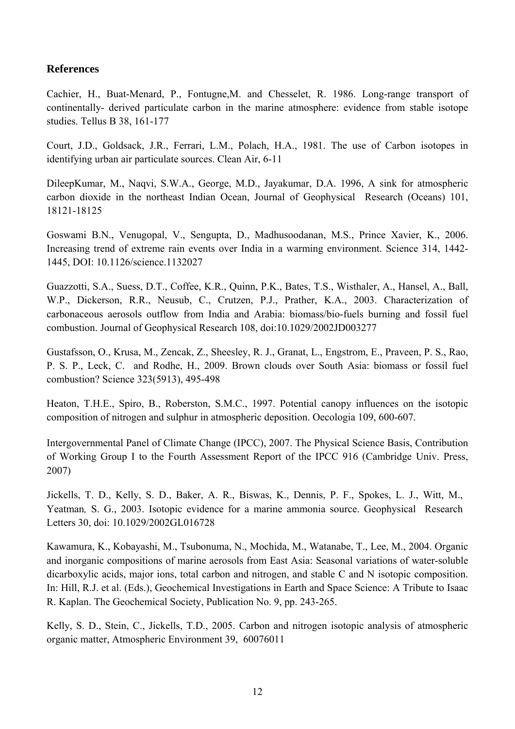## References

Cachier, H., Buat-Menard, P., Fontugne,M. and Chesselet, R. 1986. Long-range transport of continentally- derived particulate carbon in the marine atmosphere: evidence from stable isotope studies. Tellus B 38, 161-177

Court, J.D., Goldsack, J.R., Ferrari, L.M., Polach, H.A., 1981. The use of Carbon isotopes in identifying urban air particulate sources. Clean Air, 6-11

DileepKumar, M., Naqvi, S.W.A., George, M.D., Jayakumar, D.A. 1996, A sink for atmospheric carbon dioxide in the northeast Indian Ocean, Journal of Geophysical Research (Oceans) 101, 18121-18125

Goswami B.N., Venugopal, V., Sengupta, D., Madhusoodanan, M.S., Prince Xavier, K., 2006. Increasing trend of extreme rain events over India in a warming environment. Science 314, 1442-1445, DOI: 10.1126/science.1132027

Guazzotti, S.A., Suess, D.T., Coffee, K.R., Quinn, P.K., Bates, T.S., Wisthaler, A., Hansel, A., Ball, W.P., Dickerson, R.R., Neusub, C., Crutzen, P.J., Prather, K.A., 2003. Characterization of carbonaceous aerosols outflow from India and Arabia: biomass/bio-fuels burning and fossil fuel combustion. Journal of Geophysical Research 108, doi:10.1029/2002JD003277

Gustafsson, O., Krusa, M., Zencak, Z., Sheesley, R. J., Granat, L., Engstrom, E., Praveen, P. S., Rao, P. S. P., Leck, C. and Rodhe, H., 2009. Brown clouds over South Asia: biomass or fossil fuel combustion? Science 323(5913), 495-498

Heaton, T.H.E., Spiro, B., Roberston, S.M.C., 1997. Potential canopy influences on the isotopic composition of nitrogen and sulphur in atmospheric deposition. Oecologia 109, 600-607.

Intergovernmental Panel of Climate Change (IPCC), 2007. The Physical Science Basis, Contribution of Working Group I to the Fourth Assessment Report of the IPCC 916 (Cambridge Univ. Press, 2007)

Jickells, T. D., Kelly, S. D., Baker, A. R., Biswas, K., Dennis, P. F., Spokes, L. J., Witt, M., Yeatman, S. G., 2003. Isotopic evidence for a marine ammonia source. Geophysical Research Letters 30, doi: 10.1029/2002GL016728

Kawamura, K., Kobayashi, M., Tsubonuma, N., Mochida, M., Watanabe, T., Lee, M., 2004. Organic and inorganic compositions of marine aerosols from East Asia: Seasonal variations of water-soluble dicarboxylic acids, major ions, total carbon and nitrogen, and stable C and N isotopic composition. In: Hill, R.J. et al. (Eds.), Geochemical Investigations in Earth and Space Science: A Tribute to Isaac R. Kaplan. The Geochemical Society, Publication No. 9, pp. 243-265.

Kelly, S. D., Stein, C., Jickells, T.D., 2005. Carbon and nitrogen isotopic analysis of atmospheric organic matter, Atmospheric Environment 39, 60076011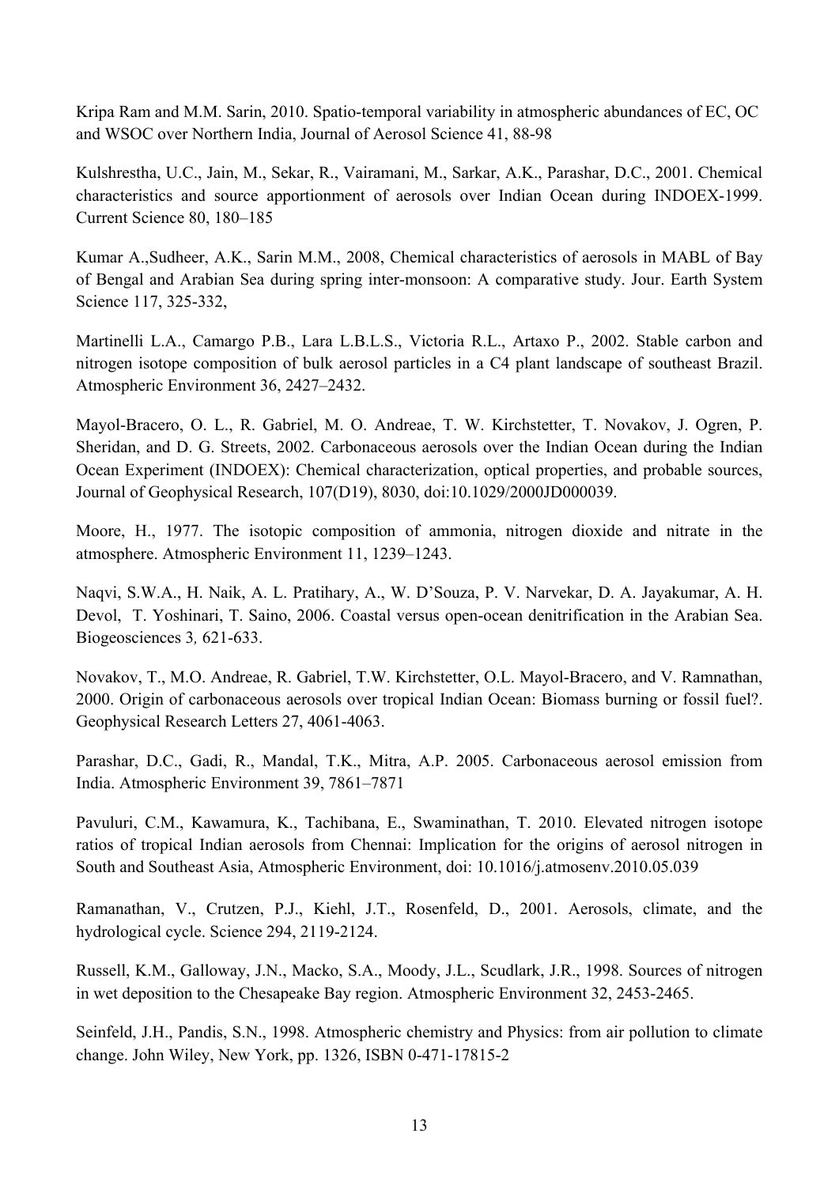Kripa Ram and M.M. Sarin, 2010. Spatio-temporal variability in atmospheric abundances of EC, OC and WSOC over Northern India, Journal of Aerosol Science 41, 88-98

Kulshrestha, U.C., Jain, M., Sekar, R., Vairamani, M., Sarkar, A.K., Parashar, D.C., 2001. Chemical characteristics and source apportionment of aerosols over Indian Ocean during INDOEX-1999. Current Science 80, 180–185

Kumar A.,Sudheer, A.K., Sarin M.M., 2008, Chemical characteristics of aerosols in MABL of Bay of Bengal and Arabian Sea during spring inter-monsoon: A comparative study. Jour. Earth System Science 117, 325-332,

Martinelli L.A., Camargo P.B., Lara L.B.L.S., Victoria R.L., Artaxo P., 2002. Stable carbon and nitrogen isotope composition of bulk aerosol particles in a C4 plant landscape of southeast Brazil. Atmospheric Environment 36, 2427–2432.

Mayol-Bracero, O. L., R. Gabriel, M. O. Andreae, T. W. Kirchstetter, T. Novakov, J. Ogren, P. Sheridan, and D. G. Streets, 2002. Carbonaceous aerosols over the Indian Ocean during the Indian Ocean Experiment (INDOEX): Chemical characterization, optical properties, and probable sources, Journal of Geophysical Research, 107(D19), 8030, doi:10.1029/2000JD000039.

Moore, H., 1977. The isotopic composition of ammonia, nitrogen dioxide and nitrate in the atmosphere. Atmospheric Environment 11, 1239–1243.

Naqvi, S.W.A., H. Naik, A. L. Pratihary, A., W. D'Souza, P. V. Narvekar, D. A. Jayakumar, A. H. Devol, T. Yoshinari, T. Saino, 2006. Coastal versus open-ocean denitrification in the Arabian Sea. Biogeosciences 3, 621-633.

Novakov, T., M.O. Andreae, R. Gabriel, T.W. Kirchstetter, O.L. Mayol-Bracero, and V. Ramnathan, 2000. Origin of carbonaceous aerosols over tropical Indian Ocean: Biomass burning or fossil fuel?. Geophysical Research Letters 27, 4061-4063.

Parashar, D.C., Gadi, R., Mandal, T.K., Mitra, A.P. 2005. Carbonaceous aerosol emission from India. Atmospheric Environment 39, 7861–7871

Pavuluri, C.M., Kawamura, K., Tachibana, E., Swaminathan, T. 2010. Elevated nitrogen isotope ratios of tropical Indian aerosols from Chennai: Implication for the origins of aerosol nitrogen in South and Southeast Asia, Atmospheric Environment, doi: 10.1016/j.atmosenv.2010.05.039

Ramanathan, V., Crutzen, P.J., Kiehl, J.T., Rosenfeld, D., 2001. Aerosols, climate, and the hydrological cycle. Science 294, 2119-2124.

Russell, K.M., Galloway, J.N., Macko, S.A., Moody, J.L., Scudlark, J.R., 1998. Sources of nitrogen in wet deposition to the Chesapeake Bay region. Atmospheric Environment 32, 2453-2465.

Seinfeld, J.H., Pandis, S.N., 1998. Atmospheric chemistry and Physics: from air pollution to climate change. John Wiley, New York, pp. 1326, ISBN 0-471-17815-2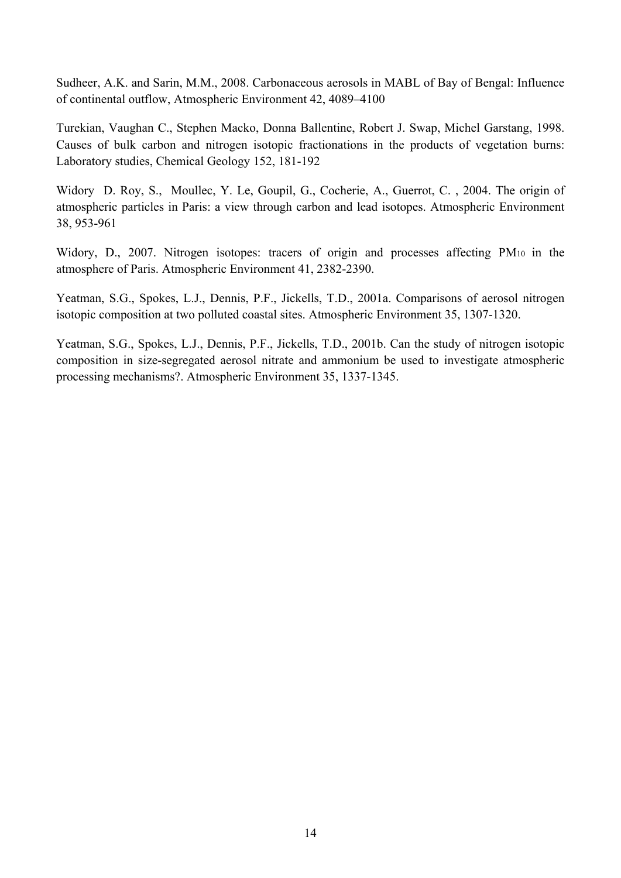Sudheer, A.K. and Sarin, M.M., 2008. Carbonaceous aerosols in MABL of Bay of Bengal: Influence of continental outflow, Atmospheric Environment 42, 4089–4100

Turekian, Vaughan C., Stephen Macko, Donna Ballentine, Robert J. Swap, Michel Garstang, 1998. Causes of bulk carbon and nitrogen isotopic fractionations in the products of vegetation burns: Laboratory studies, Chemical Geology 152, 181-192

Widory D. Roy, S., Moullec, Y. Le, Goupil, G., Cocherie, A., Guerrot, C. , 2004. The origin of atmospheric particles in Paris: a view through carbon and lead isotopes. Atmospheric Environment 38, 953-961

Widory, D., 2007. Nitrogen isotopes: tracers of origin and processes affecting $PM_{10}$ in the atmosphere of Paris. Atmospheric Environment 41, 2382-2390.

Yeatman, S.G., Spokes, L.J., Dennis, P.F., Jickells, T.D., 2001a. Comparisons of aerosol nitrogen isotopic composition at two polluted coastal sites. Atmospheric Environment 35, 1307-1320.

Yeatman, S.G., Spokes, L.J., Dennis, P.F., Jickells, T.D., 2001b. Can the study of nitrogen isotopic composition in size-segregated aerosol nitrate and ammonium be used to investigate atmospheric processing mechanisms?. Atmospheric Environment 35, 1337-1345.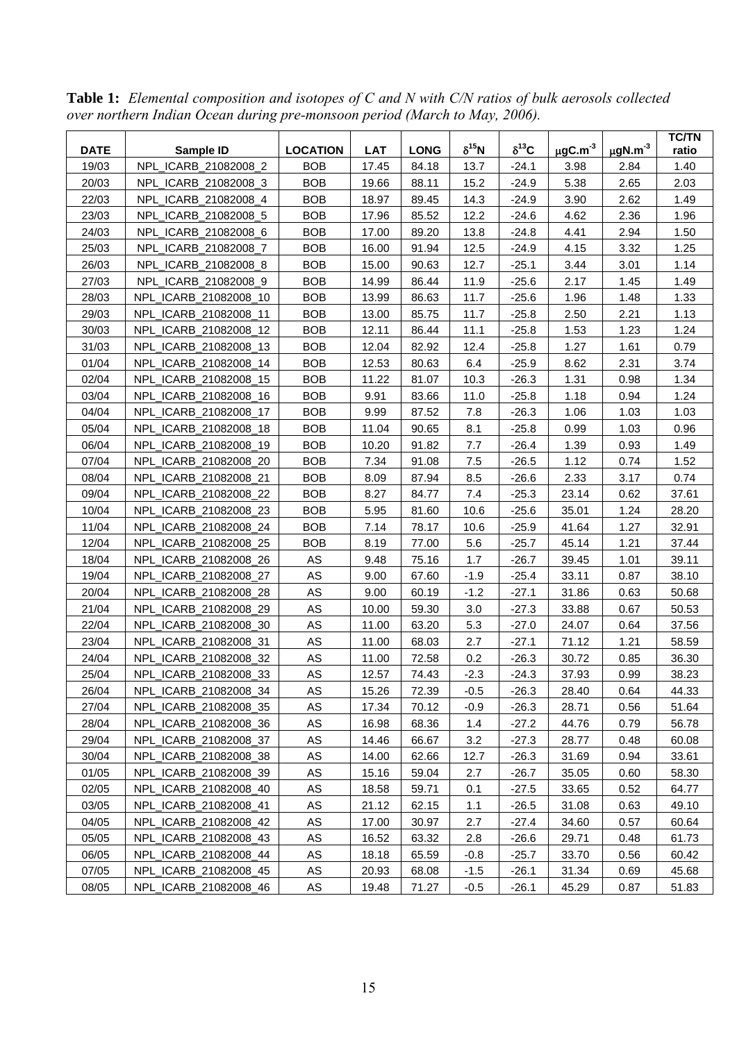**Table 1:** *Elemental composition and isotopes of C and N with C/N ratios of bulk aerosols collected over northern Indian Ocean during pre-monsoon period (March to May, 2006).*

| DATE | Sample ID | LOCATION | LAT | LONG | $\delta^{15}N$ | $\delta^{13}C$ | $\mu gC.m^{-3}$ | $\mu gN.m^{-3}$ | TC/TN ratio |
|---|---|---|---|---|---|---|---|---|---|
| 19/03 | NPL_ICARB_21082008_2 | BOB | 17.45 | 84.18 | 13.7 | -24.1 | 3.98 | 2.84 | 1.40 |
| 20/03 | NPL_ICARB_21082008_3 | BOB | 19.66 | 88.11 | 15.2 | -24.9 | 5.38 | 2.65 | 2.03 |
| 22/03 | NPL_ICARB_21082008_4 | BOB | 18.97 | 89.45 | 14.3 | -24.9 | 3.90 | 2.62 | 1.49 |
| 23/03 | NPL_ICARB_21082008_5 | BOB | 17.96 | 85.52 | 12.2 | -24.6 | 4.62 | 2.36 | 1.96 |
| 24/03 | NPL_ICARB_21082008_6 | BOB | 17.00 | 89.20 | 13.8 | -24.8 | 4.41 | 2.94 | 1.50 |
| 25/03 | NPL_ICARB_21082008_7 | BOB | 16.00 | 91.94 | 12.5 | -24.9 | 4.15 | 3.32 | 1.25 |
| 26/03 | NPL_ICARB_21082008_8 | BOB | 15.00 | 90.63 | 12.7 | -25.1 | 3.44 | 3.01 | 1.14 |
| 27/03 | NPL_ICARB_21082008_9 | BOB | 14.99 | 86.44 | 11.9 | -25.6 | 2.17 | 1.45 | 1.49 |
| 28/03 | NPL_ICARB_21082008_10 | BOB | 13.99 | 86.63 | 11.7 | -25.6 | 1.96 | 1.48 | 1.33 |
| 29/03 | NPL_ICARB_21082008_11 | BOB | 13.00 | 85.75 | 11.7 | -25.8 | 2.50 | 2.21 | 1.13 |
| 30/03 | NPL_ICARB_21082008_12 | BOB | 12.11 | 86.44 | 11.1 | -25.8 | 1.53 | 1.23 | 1.24 |
| 31/03 | NPL_ICARB_21082008_13 | BOB | 12.04 | 82.92 | 12.4 | -25.8 | 1.27 | 1.61 | 0.79 |
| 01/04 | NPL_ICARB_21082008_14 | BOB | 12.53 | 80.63 | 6.4 | -25.9 | 8.62 | 2.31 | 3.74 |
| 02/04 | NPL_ICARB_21082008_15 | BOB | 11.22 | 81.07 | 10.3 | -26.3 | 1.31 | 0.98 | 1.34 |
| 03/04 | NPL_ICARB_21082008_16 | BOB | 9.91 | 83.66 | 11.0 | -25.8 | 1.18 | 0.94 | 1.24 |
| 04/04 | NPL_ICARB_21082008_17 | BOB | 9.99 | 87.52 | 7.8 | -26.3 | 1.06 | 1.03 | 1.03 |
| 05/04 | NPL_ICARB_21082008_18 | BOB | 11.04 | 90.65 | 8.1 | -25.8 | 0.99 | 1.03 | 0.96 |
| 06/04 | NPL_ICARB_21082008_19 | BOB | 10.20 | 91.82 | 7.7 | -26.4 | 1.39 | 0.93 | 1.49 |
| 07/04 | NPL_ICARB_21082008_20 | BOB | 7.34 | 91.08 | 7.5 | -26.5 | 1.12 | 0.74 | 1.52 |
| 08/04 | NPL_ICARB_21082008_21 | BOB | 8.09 | 87.94 | 8.5 | -26.6 | 2.33 | 3.17 | 0.74 |
| 09/04 | NPL_ICARB_21082008_22 | BOB | 8.27 | 84.77 | 7.4 | -25.3 | 23.14 | 0.62 | 37.61 |
| 10/04 | NPL_ICARB_21082008_23 | BOB | 5.95 | 81.60 | 10.6 | -25.6 | 35.01 | 1.24 | 28.20 |
| 11/04 | NPL_ICARB_21082008_24 | BOB | 7.14 | 78.17 | 10.6 | -25.9 | 41.64 | 1.27 | 32.91 |
| 12/04 | NPL_ICARB_21082008_25 | BOB | 8.19 | 77.00 | 5.6 | -25.7 | 45.14 | 1.21 | 37.44 |
| 18/04 | NPL_ICARB_21082008_26 | AS | 9.48 | 75.16 | 1.7 | -26.7 | 39.45 | 1.01 | 39.11 |
| 19/04 | NPL_ICARB_21082008_27 | AS | 9.00 | 67.60 | -1.9 | -25.4 | 33.11 | 0.87 | 38.10 |
| 20/04 | NPL_ICARB_21082008_28 | AS | 9.00 | 60.19 | -1.2 | -27.1 | 31.86 | 0.63 | 50.68 |
| 21/04 | NPL_ICARB_21082008_29 | AS | 10.00 | 59.30 | 3.0 | -27.3 | 33.88 | 0.67 | 50.53 |
| 22/04 | NPL_ICARB_21082008_30 | AS | 11.00 | 63.20 | 5.3 | -27.0 | 24.07 | 0.64 | 37.56 |
| 23/04 | NPL_ICARB_21082008_31 | AS | 11.00 | 68.03 | 2.7 | -27.1 | 71.12 | 1.21 | 58.59 |
| 24/04 | NPL_ICARB_21082008_32 | AS | 11.00 | 72.58 | 0.2 | -26.3 | 30.72 | 0.85 | 36.30 |
| 25/04 | NPL_ICARB_21082008_33 | AS | 12.57 | 74.43 | -2.3 | -24.3 | 37.93 | 0.99 | 38.23 |
| 26/04 | NPL_ICARB_21082008_34 | AS | 15.26 | 72.39 | -0.5 | -26.3 | 28.40 | 0.64 | 44.33 |
| 27/04 | NPL_ICARB_21082008_35 | AS | 17.34 | 70.12 | -0.9 | -26.3 | 28.71 | 0.56 | 51.64 |
| 28/04 | NPL_ICARB_21082008_36 | AS | 16.98 | 68.36 | 1.4 | -27.2 | 44.76 | 0.79 | 56.78 |
| 29/04 | NPL_ICARB_21082008_37 | AS | 14.46 | 66.67 | 3.2 | -27.3 | 28.77 | 0.48 | 60.08 |
| 30/04 | NPL_ICARB_21082008_38 | AS | 14.00 | 62.66 | 12.7 | -26.3 | 31.69 | 0.94 | 33.61 |
| 01/05 | NPL_ICARB_21082008_39 | AS | 15.16 | 59.04 | 2.7 | -26.7 | 35.05 | 0.60 | 58.30 |
| 02/05 | NPL_ICARB_21082008_40 | AS | 18.58 | 59.71 | 0.1 | -27.5 | 33.65 | 0.52 | 64.77 |
| 03/05 | NPL_ICARB_21082008_41 | AS | 21.12 | 62.15 | 1.1 | -26.5 | 31.08 | 0.63 | 49.10 |
| 04/05 | NPL_ICARB_21082008_42 | AS | 17.00 | 30.97 | 2.7 | -27.4 | 34.60 | 0.57 | 60.64 |
| 05/05 | NPL_ICARB_21082008_43 | AS | 16.52 | 63.32 | 2.8 | -26.6 | 29.71 | 0.48 | 61.73 |
| 06/05 | NPL_ICARB_21082008_44 | AS | 18.18 | 65.59 | -0.8 | -25.7 | 33.70 | 0.56 | 60.42 |
| 07/05 | NPL_ICARB_21082008_45 | AS | 20.93 | 68.08 | -1.5 | -26.1 | 31.34 | 0.69 | 45.68 |
| 08/05 | NPL_ICARB_21082008_46 | AS | 19.48 | 71.27 | -0.5 | -26.1 | 45.29 | 0.87 | 51.83 |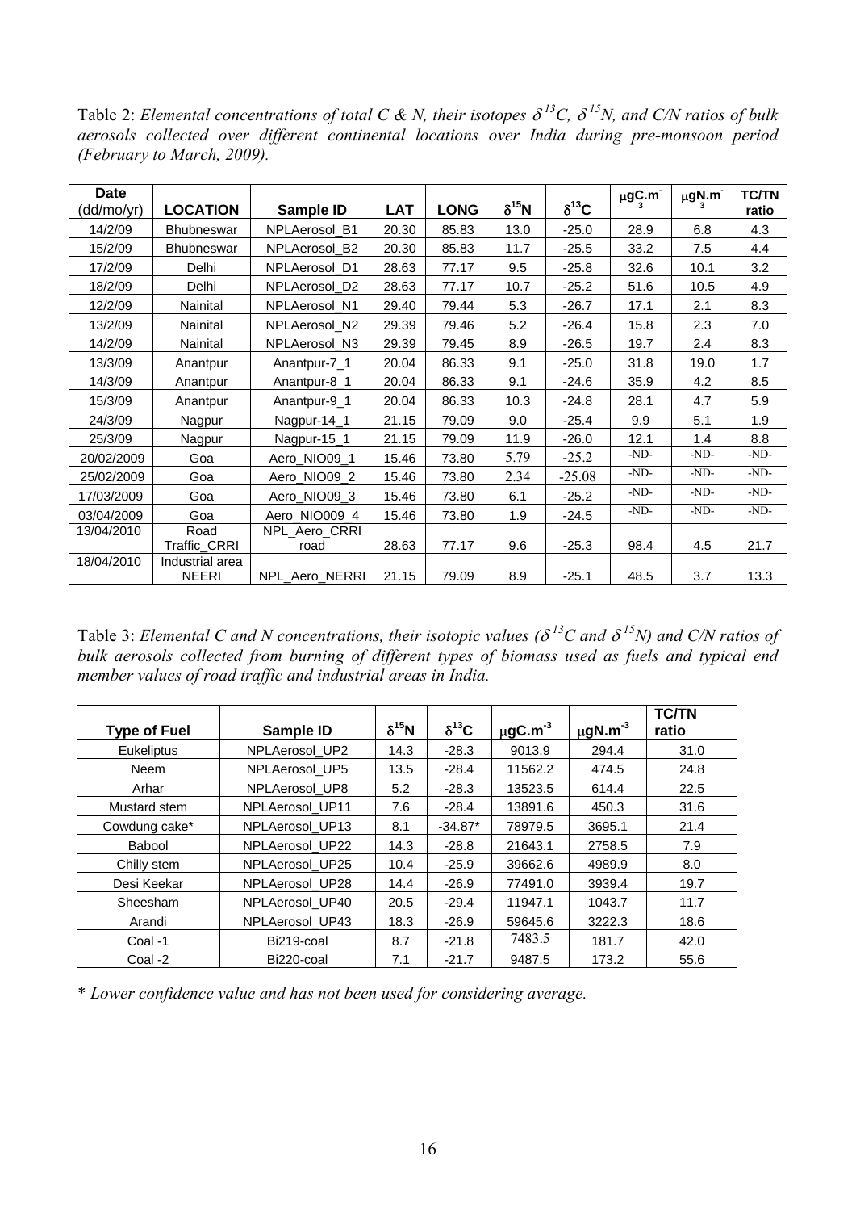Table 2: *Elemental concentrations of total C & N, their isotopes $\delta^{13}C$, $\delta^{15}N$, and C/N ratios of bulk aerosols collected over different continental locations over India during pre-monsoon period (February to March, 2009).*

| Date (dd/mo/yr) | LOCATION | Sample ID | LAT | LONG | $\delta^{15}N$ | $\delta^{13}C$ | $\mu gC.m^{-3}$ | $\mu gN.m^{-3}$ | TC/TN ratio |
|---|---|---|---|---|---|---|---|---|---|
| 14/2/09 | Bhubneswar | NPLAerosol_B1 | 20.30 | 85.83 | 13.0 | -25.0 | 28.9 | 6.8 | 4.3 |
| 15/2/09 | Bhubneswar | NPLAerosol_B2 | 20.30 | 85.83 | 11.7 | -25.5 | 33.2 | 7.5 | 4.4 |
| 17/2/09 | Delhi | NPLAerosol_D1 | 28.63 | 77.17 | 9.5 | -25.8 | 32.6 | 10.1 | 3.2 |
| 18/2/09 | Delhi | NPLAerosol_D2 | 28.63 | 77.17 | 10.7 | -25.2 | 51.6 | 10.5 | 4.9 |
| 12/2/09 | Nainital | NPLAerosol_N1 | 29.40 | 79.44 | 5.3 | -26.7 | 17.1 | 2.1 | 8.3 |
| 13/2/09 | Nainital | NPLAerosol_N2 | 29.39 | 79.46 | 5.2 | -26.4 | 15.8 | 2.3 | 7.0 |
| 14/2/09 | Nainital | NPLAerosol_N3 | 29.39 | 79.45 | 8.9 | -26.5 | 19.7 | 2.4 | 8.3 |
| 13/3/09 | Anantpur | Anantpur-7_1 | 20.04 | 86.33 | 9.1 | -25.0 | 31.8 | 19.0 | 1.7 |
| 14/3/09 | Anantpur | Anantpur-8_1 | 20.04 | 86.33 | 9.1 | -24.6 | 35.9 | 4.2 | 8.5 |
| 15/3/09 | Anantpur | Anantpur-9_1 | 20.04 | 86.33 | 10.3 | -24.8 | 28.1 | 4.7 | 5.9 |
| 24/3/09 | Nagpur | Nagpur-14_1 | 21.15 | 79.09 | 9.0 | -25.4 | 9.9 | 5.1 | 1.9 |
| 25/3/09 | Nagpur | Nagpur-15_1 | 21.15 | 79.09 | 11.9 | -26.0 | 12.1 | 1.4 | 8.8 |
| 20/02/2009 | Goa | Aero_NIO09_1 | 15.46 | 73.80 | 5.79 | -25.2 | -ND- | -ND- | -ND- |
| 25/02/2009 | Goa | Aero_NIO09_2 | 15.46 | 73.80 | 2.34 | -25.08 | -ND- | -ND- | -ND- |
| 17/03/2009 | Goa | Aero_NIO09_3 | 15.46 | 73.80 | 6.1 | -25.2 | -ND- | -ND- | -ND- |
| 03/04/2009 | Goa | Aero_NIO009_4 | 15.46 | 73.80 | 1.9 | -24.5 | -ND- | -ND- | -ND- |
| 13/04/2010 | Road Traffic_CRRI | NPL_Aero_CRRI road | 28.63 | 77.17 | 9.6 | -25.3 | 98.4 | 4.5 | 21.7 |
| 18/04/2010 | Industrial area NEERI | NPL_Aero_NERRI | 21.15 | 79.09 | 8.9 | -25.1 | 48.5 | 3.7 | 13.3 |

Table 3: *Elemental C and N concentrations, their isotopic values ($\delta^{13}C$ and $\delta^{15}N$) and C/N ratios of bulk aerosols collected from burning of different types of biomass used as fuels and typical end member values of road traffic and industrial areas in India.*

| Type of Fuel | Sample ID | $\delta^{15}N$ | $\delta^{13}C$ | $\mu gC.m^{-3}$ | $\mu gN.m^{-3}$ | TC/TN ratio |
|---|---|---|---|---|---|---|
| Eukeliptus | NPLAerosol_UP2 | 14.3 | -28.3 | 9013.9 | 294.4 | 31.0 |
| Neem | NPLAerosol_UP5 | 13.5 | -28.4 | 11562.2 | 474.5 | 24.8 |
| Arhar | NPLAerosol_UP8 | 5.2 | -28.3 | 13523.5 | 614.4 | 22.5 |
| Mustard stem | NPLAerosol_UP11 | 7.6 | -28.4 | 13891.6 | 450.3 | 31.6 |
| Cowdung cake* | NPLAerosol_UP13 | 8.1 | -34.87* | 78979.5 | 3695.1 | 21.4 |
| Babool | NPLAerosol_UP22 | 14.3 | -28.8 | 21643.1 | 2758.5 | 7.9 |
| Chilly stem | NPLAerosol_UP25 | 10.4 | -25.9 | 39662.6 | 4989.9 | 8.0 |
| Desi Keekar | NPLAerosol_UP28 | 14.4 | -26.9 | 77491.0 | 3939.4 | 19.7 |
| Sheesham | NPLAerosol_UP40 | 20.5 | -29.4 | 11947.1 | 1043.7 | 11.7 |
| Arandi | NPLAerosol_UP43 | 18.3 | -26.9 | 59645.6 | 3222.3 | 18.6 |
| Coal -1 | Bi219-coal | 8.7 | -21.8 | 7483.5 | 181.7 | 42.0 |
| Coal -2 | Bi220-coal | 7.1 | -21.7 | 9487.5 | 173.2 | 55.6 |

\* *Lower confidence value and has not been used for considering average.*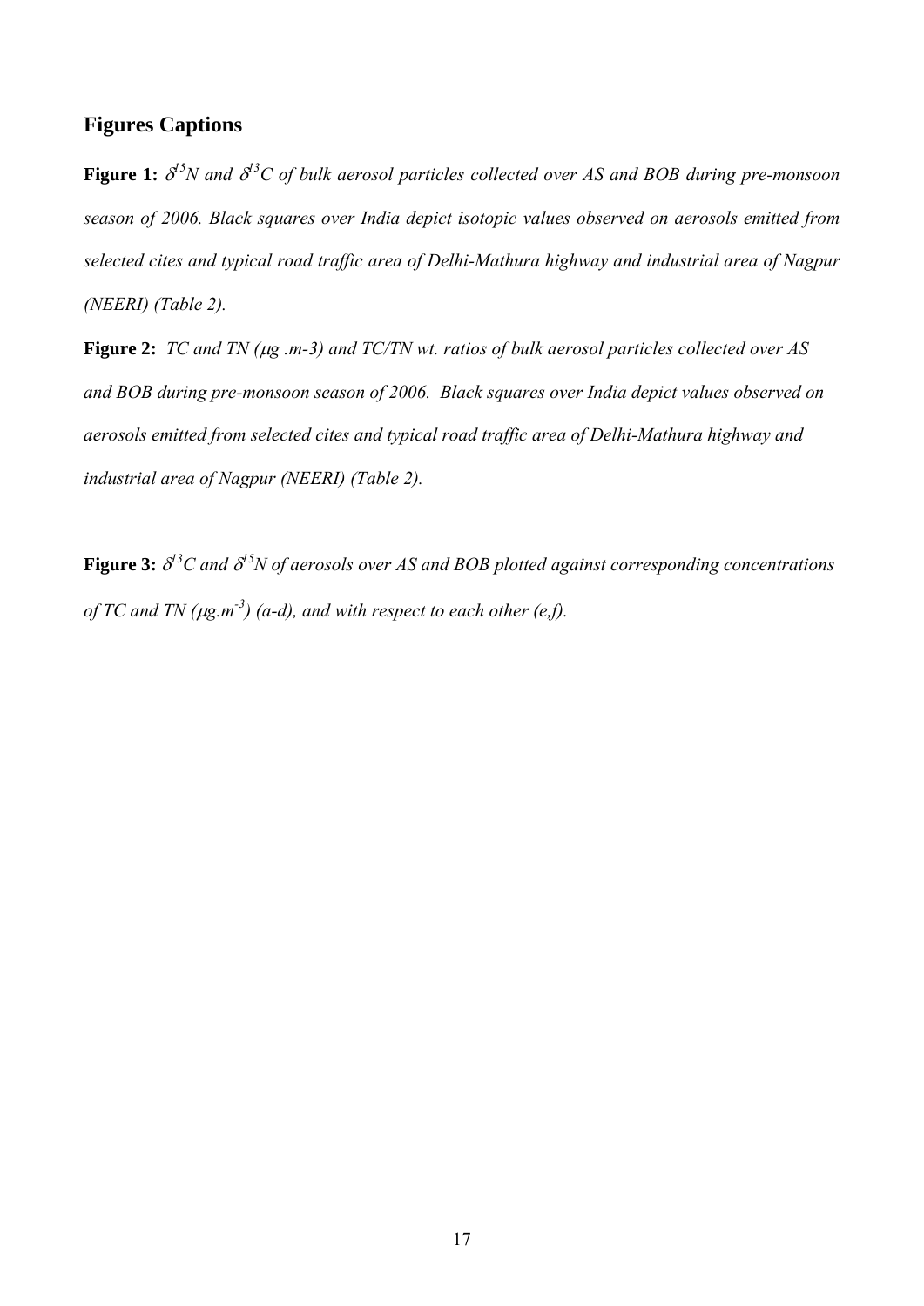## Figures Captions

**Figure 1:** *$\delta^{15}N$ and $\delta^{13}C$ of bulk aerosol particles collected over AS and BOB during pre-monsoon season of 2006. Black squares over India depict isotopic values observed on aerosols emitted from selected cites and typical road traffic area of Delhi-Mathura highway and industrial area of Nagpur (NEERI) (Table 2).*

**Figure 2:** *TC and TN ($\mu$g .m-3) and TC/TN wt. ratios of bulk aerosol particles collected over AS and BOB during pre-monsoon season of 2006. Black squares over India depict values observed on aerosols emitted from selected cites and typical road traffic area of Delhi-Mathura highway and industrial area of Nagpur (NEERI) (Table 2).*

**Figure 3:** *$\delta^{13}C$ and $\delta^{15}N$ of aerosols over AS and BOB plotted against corresponding concentrations of TC and TN ($\mu g.m^{-3}$) (a-d), and with respect to each other (e,f).*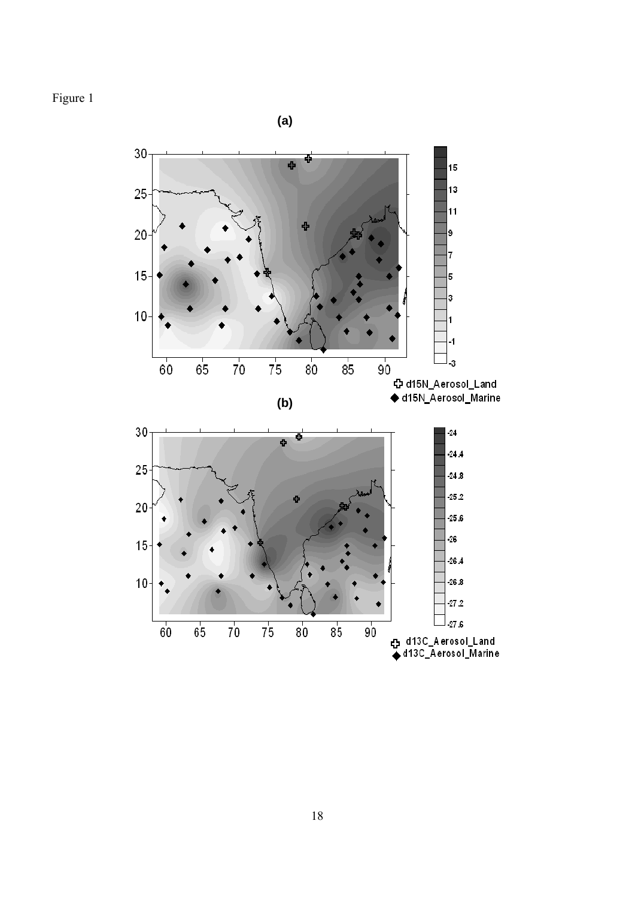Figure 1

**(a)**

**(b)**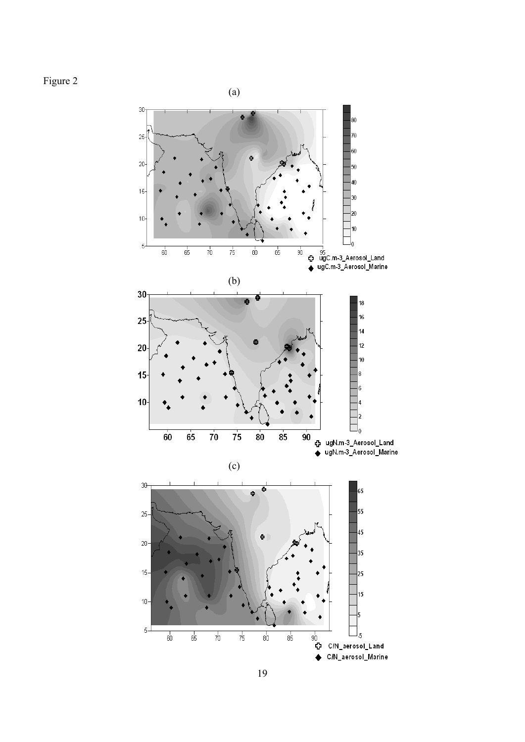Figure 2

(a)

(b)

(c)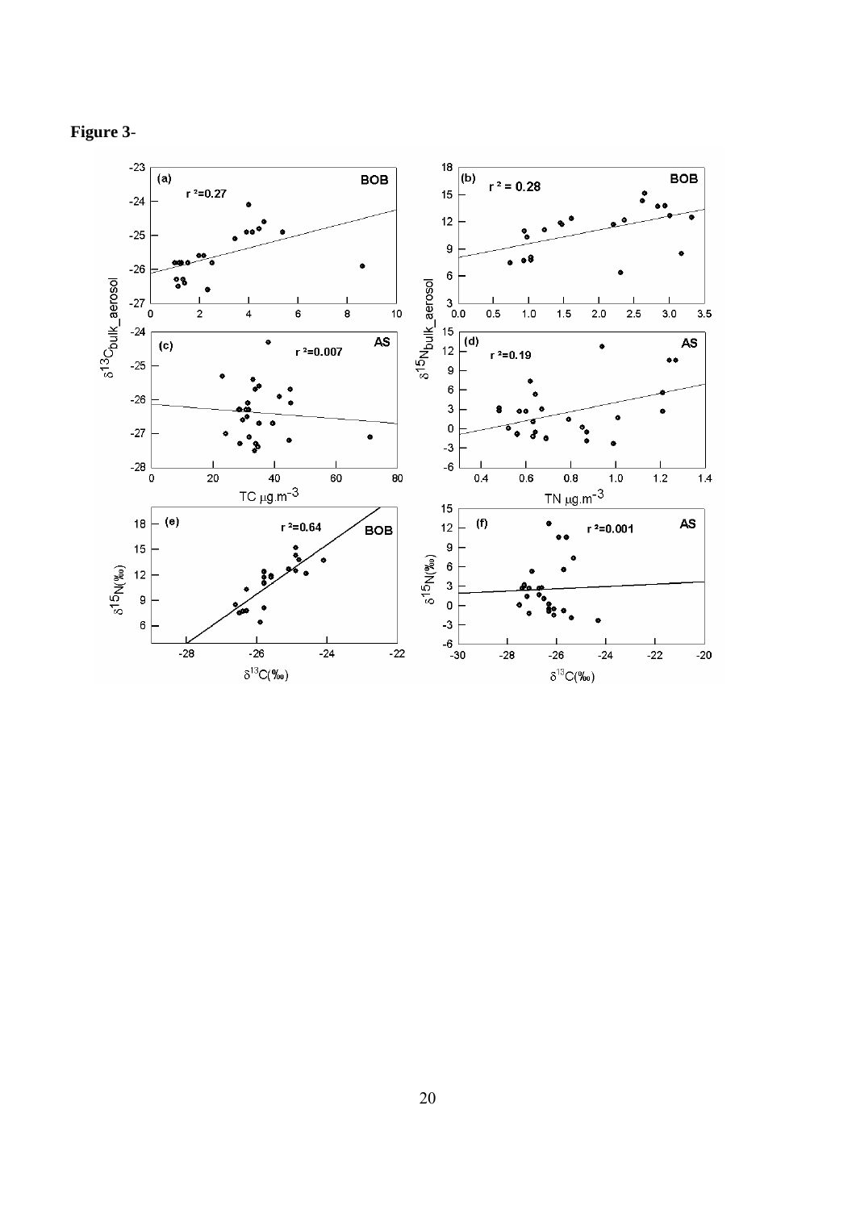**Figure 3**-

(a)
BOB
r ²=0.27
$\delta^{13}C_{bulk\_aerosol}$
-23
-24
-25
-26
-27
0
2
4
6
8
10

(b)
BOB
r ² = 0.28
$\delta^{15}N_{bulk\_aerosol}$
18
15
12
9
6
3
0.0
0.5
1.0
1.5
2.0
2.5
3.0
3.5

(c)
AS
r ²=0.007
-24
-25
-26
-27
-28
0
20
40
60
80
TC $\mu g.m^{-3}$

(d)
AS
r ²=0.19
15
12
9
6
3
0
-3
-6
0.4
0.6
0.8
1.0
1.2
1.4
TN $\mu g.m^{-3}$

(e)
BOB
r ²=0.64
$\delta^{15}N(‰)$
18
15
12
9
6
-28
-26
-24
-22
$\delta^{13}C(‰)$

(f)
AS
r ²=0.001
$\delta^{15}N(‰)$
15
12
9
6
3
0
-3
-6
-30
-28
-26
-24
-22
-20
$\delta^{13}C(‰)$